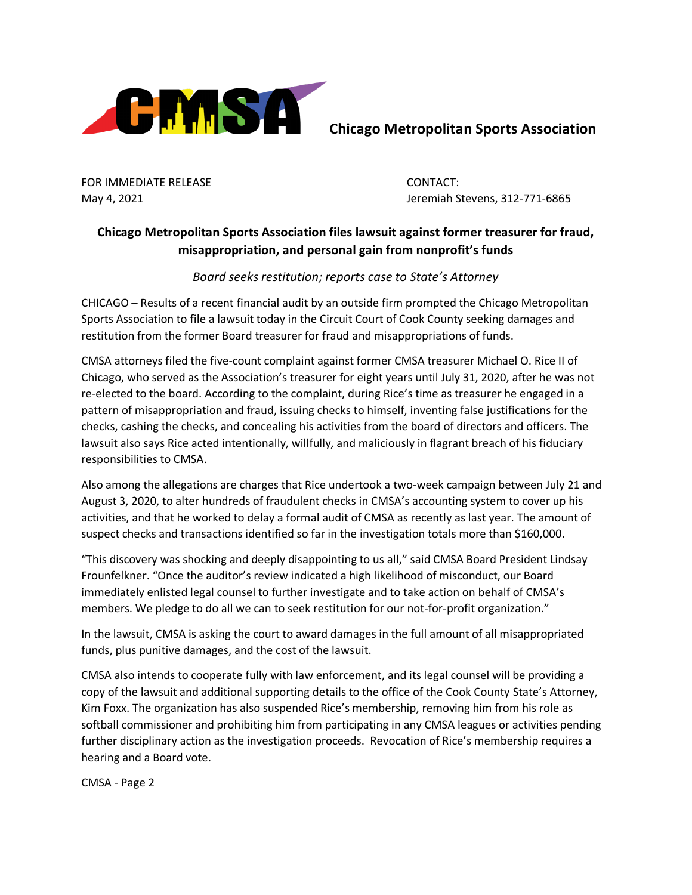**Chicago Metropolitan Sports Association**

FOR IMMEDIATE RELEASE
May 4, 2021

CONTACT:
Jeremiah Stevens, 312-771-6865

## Chicago Metropolitan Sports Association files lawsuit against former treasurer for fraud, misappropriation, and personal gain from nonprofit's funds

*Board seeks restitution; reports case to State's Attorney*

CHICAGO – Results of a recent financial audit by an outside firm prompted the Chicago Metropolitan Sports Association to file a lawsuit today in the Circuit Court of Cook County seeking damages and restitution from the former Board treasurer for fraud and misappropriations of funds.

CMSA attorneys filed the five-count complaint against former CMSA treasurer Michael O. Rice II of Chicago, who served as the Association's treasurer for eight years until July 31, 2020, after he was not re-elected to the board. According to the complaint, during Rice's time as treasurer he engaged in a pattern of misappropriation and fraud, issuing checks to himself, inventing false justifications for the checks, cashing the checks, and concealing his activities from the board of directors and officers. The lawsuit also says Rice acted intentionally, willfully, and maliciously in flagrant breach of his fiduciary responsibilities to CMSA.

Also among the allegations are charges that Rice undertook a two-week campaign between July 21 and August 3, 2020, to alter hundreds of fraudulent checks in CMSA's accounting system to cover up his activities, and that he worked to delay a formal audit of CMSA as recently as last year. The amount of suspect checks and transactions identified so far in the investigation totals more than $160,000.

"This discovery was shocking and deeply disappointing to us all," said CMSA Board President Lindsay Frounfelkner. "Once the auditor's review indicated a high likelihood of misconduct, our Board immediately enlisted legal counsel to further investigate and to take action on behalf of CMSA's members. We pledge to do all we can to seek restitution for our not-for-profit organization."

In the lawsuit, CMSA is asking the court to award damages in the full amount of all misappropriated funds, plus punitive damages, and the cost of the lawsuit.

CMSA also intends to cooperate fully with law enforcement, and its legal counsel will be providing a copy of the lawsuit and additional supporting details to the office of the Cook County State's Attorney, Kim Foxx. The organization has also suspended Rice's membership, removing him from his role as softball commissioner and prohibiting him from participating in any CMSA leagues or activities pending further disciplinary action as the investigation proceeds. Revocation of Rice's membership requires a hearing and a Board vote.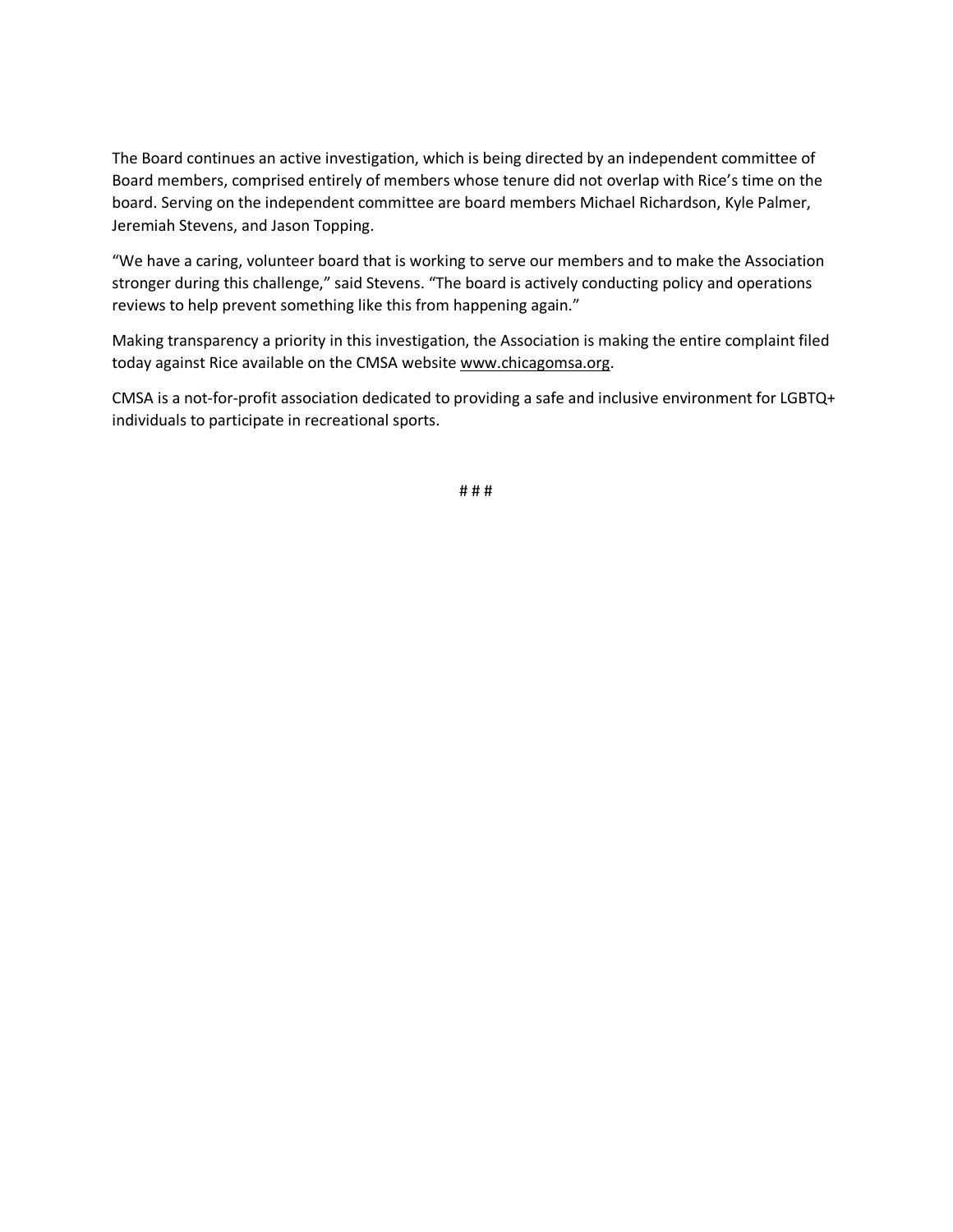The Board continues an active investigation, which is being directed by an independent committee of Board members, comprised entirely of members whose tenure did not overlap with Rice's time on the board. Serving on the independent committee are board members Michael Richardson, Kyle Palmer, Jeremiah Stevens, and Jason Topping.

"We have a caring, volunteer board that is working to serve our members and to make the Association stronger during this challenge," said Stevens. "The board is actively conducting policy and operations reviews to help prevent something like this from happening again."

Making transparency a priority in this investigation, the Association is making the entire complaint filed today against Rice available on the CMSA website www.chicagomsa.org.

CMSA is a not-for-profit association dedicated to providing a safe and inclusive environment for LGBTQ+ individuals to participate in recreational sports.

# # #